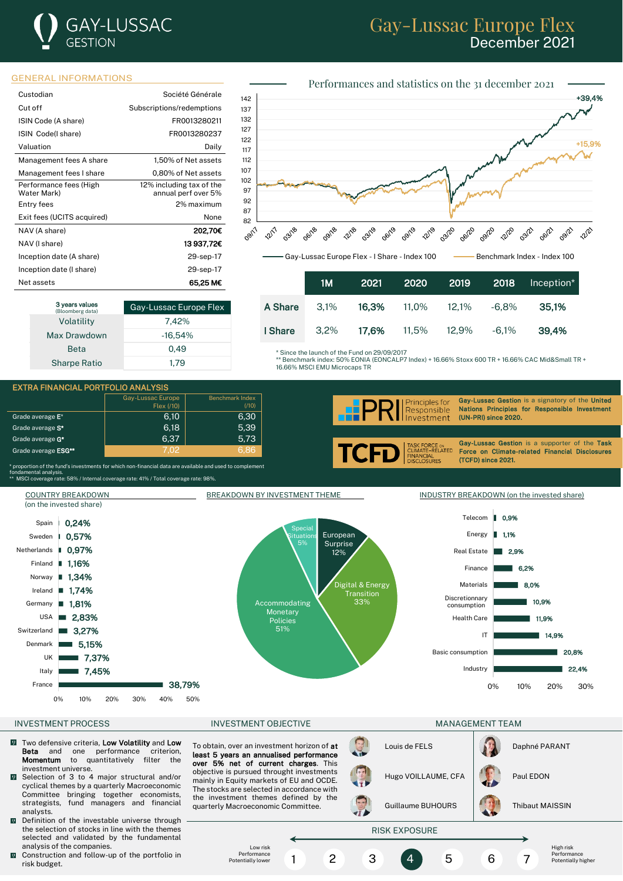# Gay-Lussac Europe Flex
## December 2021

GAY-LUSSAC GESTION

## GENERAL INFORMATIONS

| | |
|---|---|
| Custodian | Société Générale |
| Cut off | Subscriptions/redemptions |
| ISIN Code (A share) | FR0013280211 |
| ISIN Code(I share) | FR0013280237 |
| Valuation | Daily |
| Management fees A share | 1,50% of Net assets |
| Management fees I share | 0,80% of Net assets |
| Performance fees (High Water Mark) | 12% including tax of the annual perf over 5% |
| Entry fees | 2% maximum |
| Exit fees (UCITS acquired) | None |
| NAV (A share) | **202,70€** |
| NAV (I share) | **13 937,72€** |
| Inception date (A share) | 29-sep-17 |
| Inception date (I share) | 29-sep-17 |
| Net assets | **65,25 M€** |

| 3 years values (Bloomberg data) | Gay-Lussac Europe Flex |
|---|---|
| Volatility | 7,42% |
| Max Drawdown | -16,54% |
| Beta | 0,49 |
| Sharpe Ratio | 1,79 |

## Performances and statistics on the 31 december 2021

Gay-Lussac Europe Flex - I Share - Index 100: +39,4%
Benchmark Index - Index 100: +15,9%

| | 1M | 2021 | 2020 | 2019 | 2018 | Inception* |
|---|---|---|---|---|---|---|
| A Share | 3,1% | **16,3%** | 11,0% | 12,1% | -6,8% | **35,1%** |
| I Share | 3,2% | **17,6%** | 11,5% | 12,9% | -6,1% | **39,4%** |

\* Since the launch of the Fund on 29/09/2017
\*\* Benchmark index: 50% EONIA (EONCALP7 Index) + 16.66% Stoxx 600 TR + 16.66% CAC Mid&Small TR + 16.66% MSCI EMU Microcaps TR

## EXTRA FINANCIAL PORTFOLIO ANALYSIS

| | Gay-Lussac Europe Flex (/10) | Benchmark Index (/10) |
|---|---|---|
| Grade average E* | 6,10 | 6,30 |
| Grade average S* | 6,18 | 5,39 |
| Grade average G* | 6,37 | 5,73 |
| Grade average ESG** | 7,02 | 6,86 |

\* proportion of the fund's investments for which non-financial data are available and used to complement fondamental analysis.
\*\* MSCI coverage rate: 58% / Internal coverage rate: 41% / Total coverage rate: 98%.

**Gay-Lussac Gestion** is a signatory of the **United Nations Principles for Responsible Investment (UN-PRI) since 2020.**

**Gay-Lussac Gestion** is a supporter of the **Task Force on Climate-related Financial Disclosures (TCFD) since 2021.**

## COUNTRY BREAKDOWN (on the invested share)

| Country | Weight |
|---|---|
| Spain | 0,24% |
| Sweden | 0,57% |
| Netherlands | 0,97% |
| Finland | 1,16% |
| Norway | 1,34% |
| Ireland | 1,74% |
| Germany | 1,81% |
| USA | 2,83% |
| Switzerland | 3,27% |
| Denmark | 5,15% |
| UK | 7,37% |
| Italy | 7,45% |
| France | 38,79% |

## BREAKDOWN BY INVESTMENT THEME

| Theme | Weight |
|---|---|
| Special Situations | 5% |
| European Surprise | 12% |
| Digital & Energy Transition | 33% |
| Accommodating Monetary Policies | 51% |

## INDUSTRY BREAKDOWN (on the invested share)

| Industry | Weight |
|---|---|
| Telecom | 0,9% |
| Energy | 1,1% |
| Real Estate | 2,9% |
| Finance | 6,2% |
| Materials | 8,0% |
| Discretionnary consumption | 10,9% |
| Health Care | 11,9% |
| IT | 14,9% |
| Basic consumption | 20,8% |
| Industry | 22,4% |

## INVESTMENT PROCESS

- Two defensive criteria, **Low Volatility** and **Low Beta** and one performance criterion, **Momentum** to quantitatively filter the investment universe.
- Selection of 3 to 4 major structural and/or cyclical themes by a quarterly Macroeconomic Committee bringing together economists, strategists, fund managers and financial analysts.
- Definition of the investable universe through the selection of stocks in line with the themes selected and validated by the fundamental analysis of the companies.
- Construction and follow-up of the portfolio in risk budget.

## INVESTMENT OBJECTIVE

To obtain, over an investment horizon of **at least 5 years an annualised performance over 5% net of current charges**. This objective is pursued throught investments mainly in Equity markets of EU and OCDE. The stocks are selected in accordance with the investment themes defined by the quarterly Macroeconomic Committee.

## MANAGEMENT TEAM

- Louis de FELS
- Hugo VOILLAUME, CFA
- Guillaume BUHOURS
- Daphné PARANT
- Paul EDON
- Thibaut MAISSIN

## RISK EXPOSURE

Low risk – Performance Potentially lower | 1 | 2 | 3 | **4** | 5 | 6 | 7 | High risk – Performance Potentially higher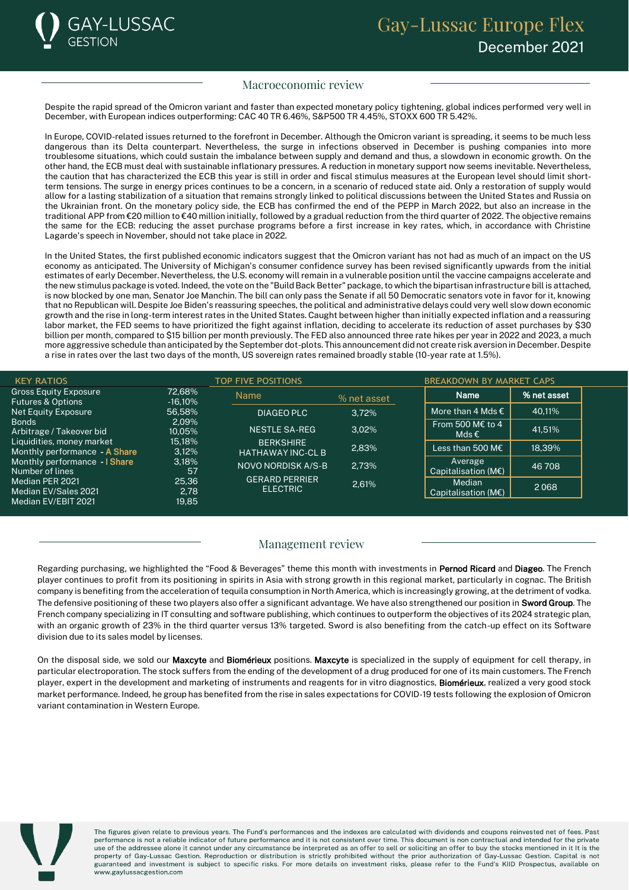# Gay-Lussac Europe Flex

December 2021

## Macroeconomic review

Despite the rapid spread of the Omicron variant and faster than expected monetary policy tightening, global indices performed very well in December, with European indices outperforming: CAC 40 TR 6.46%, S&P500 TR 4.45%, STOXX 600 TR 5.42%.

In Europe, COVID-related issues returned to the forefront in December. Although the Omicron variant is spreading, it seems to be much less dangerous than its Delta counterpart. Nevertheless, the surge in infections observed in December is pushing companies into more troublesome situations, which could sustain the imbalance between supply and demand and thus, a slowdown in economic growth. On the other hand, the ECB must deal with sustainable inflationary pressures. A reduction in monetary support now seems inevitable. Nevertheless, the caution that has characterized the ECB this year is still in order and fiscal stimulus measures at the European level should limit short-term tensions. The surge in energy prices continues to be a concern, in a scenario of reduced state aid. Only a restoration of supply would allow for a lasting stabilization of a situation that remains strongly linked to political discussions between the United States and Russia on the Ukrainian front. On the monetary policy side, the ECB has confirmed the end of the PEPP in March 2022, but also an increase in the traditional APP from €20 million to €40 million initially, followed by a gradual reduction from the third quarter of 2022. The objective remains the same for the ECB: reducing the asset purchase programs before a first increase in key rates, which, in accordance with Christine Lagarde's speech in November, should not take place in 2022.

In the United States, the first published economic indicators suggest that the Omicron variant has not had as much of an impact on the US economy as anticipated. The University of Michigan's consumer confidence survey has been revised significantly upwards from the initial estimates of early December. Nevertheless, the U.S. economy will remain in a vulnerable position until the vaccine campaigns accelerate and the new stimulus package is voted. Indeed, the vote on the "Build Back Better" package, to which the bipartisan infrastructure bill is attached, is now blocked by one man, Senator Joe Manchin. The bill can only pass the Senate if all 50 Democratic senators vote in favor for it, knowing that no Republican will. Despite Joe Biden's reassuring speeches, the political and administrative delays could very well slow down economic growth and the rise in long-term interest rates in the United States. Caught between higher than initially expected inflation and a reassuring labor market, the FED seems to have prioritized the fight against inflation, deciding to accelerate its reduction of asset purchases by $30 billion per month, compared to $15 billion per month previously. The FED also announced three rate hikes per year in 2022 and 2023, a much more aggressive schedule than anticipated by the September dot-plots. This announcement did not create risk aversion in December. Despite a rise in rates over the last two days of the month, US sovereign rates remained broadly stable (10-year rate at 1.5%).

### KEY RATIOS

| | |
|---|---|
| Gross Equity Exposure | 72,68% |
| Futures & Options | -16,10% |
| Net Equity Exposure | 56,58% |
| Bonds | 2,09% |
| Arbitrage / Takeover bid | 10,05% |
| Liquidities, money market | 15,18% |
| Monthly performance - A Share | 3,12% |
| Monthly performance - I Share | 3,18% |
| Number of lines | 57 |
| Median PER 2021 | 25,36 |
| Median EV/Sales 2021 | 2,78 |
| Median EV/EBIT 2021 | 19,85 |

### TOP FIVE POSITIONS

| Name | % net asset |
|---|---|
| DIAGEO PLC | 3,72% |
| NESTLE SA-REG | 3,02% |
| BERKSHIRE HATHAWAY INC-CL B | 2,83% |
| NOVO NORDISK A/S-B | 2,73% |
| GERARD PERRIER ELECTRIC | 2,61% |

### BREAKDOWN BY MARKET CAPS

| Name | % net asset |
|---|---|
| More than 4 Mds € | 40,11% |
| From 500 M€ to 4 Mds € | 41,51% |
| Less than 500 M€ | 18,39% |
| Average Capitalisation (M€) | 46 708 |
| Median Capitalisation (M€) | 2 068 |

## Management review

Regarding purchasing, we highlighted the "Food & Beverages" theme this month with investments in **Pernod Ricard** and **Diageo**. The French player continues to profit from its positioning in spirits in Asia with strong growth in this regional market, particularly in cognac. The British company is benefiting from the acceleration of tequila consumption in North America, which is increasingly growing, at the detriment of vodka. The defensive positioning of these two players also offer a significant advantage. We have also strengthened our position in **Sword Group**. The French company specializing in IT consulting and software publishing, which continues to outperform the objectives of its 2024 strategic plan, with an organic growth of 23% in the third quarter versus 13% targeted. Sword is also benefiting from the catch-up effect on its Software division due to its sales model by licenses.

On the disposal side, we sold our **Maxcyte** and **Biomérieux** positions. **Maxcyte** is specialized in the supply of equipment for cell therapy, in particular electroporation. The stock suffers from the ending of the development of a drug produced for one of its main customers. The French player, expert in the development and marketing of instruments and reagents for in vitro diagnostics, **Biomérieux**, realized a very good stock market performance. Indeed, he group has benefited from the rise in sales expectations for COVID-19 tests following the explosion of Omicron variant contamination in Western Europe.

The figures given relate to previous years. The Fund's performances and the indexes are calculated with dividends and coupons reinvested net of fees. Past performance is not a reliable indicator of future performance and it is not consistent over time. This document is non contractual and intended for the private use of the addressee alone it cannot under any circumstance be interpreted as an offer to sell or soliciting an offer to buy the stocks mentioned in it It is the property of Gay-Lussac Gestion. Reproduction or distribution is strictly prohibited without the prior authorization of Gay-Lussac Gestion. Capital is not guaranteed and investment is subject to specific risks. For more details on investment risks, please refer to the Fund's KIID Prospectus, available on www.gaylussacgestion.com